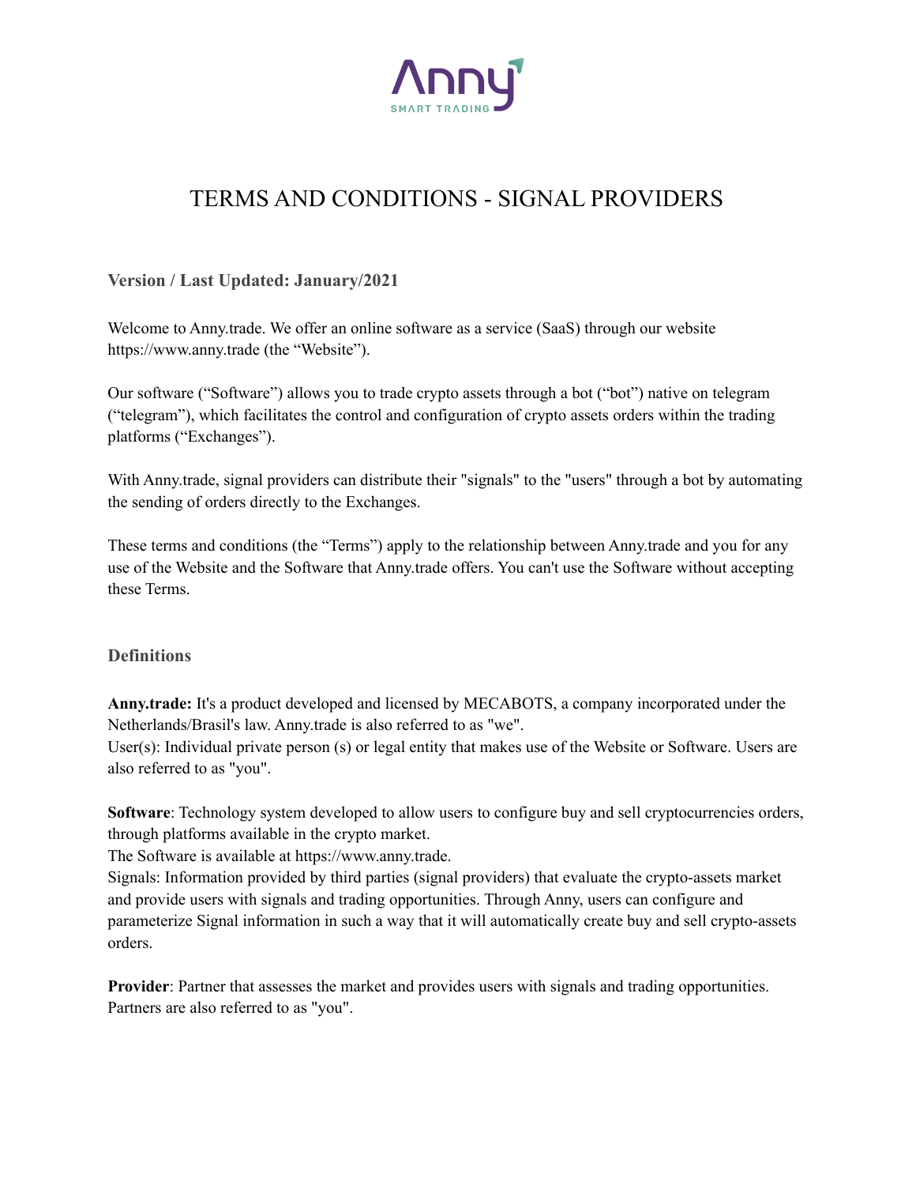# TERMS AND CONDITIONS - SIGNAL PROVIDERS

### Version / Last Updated: January/2021

Welcome to Anny.trade. We offer an online software as a service (SaaS) through our website https://www.anny.trade (the "Website").

Our software ("Software") allows you to trade crypto assets through a bot ("bot") native on telegram ("telegram"), which facilitates the control and configuration of crypto assets orders within the trading platforms ("Exchanges").

With Anny.trade, signal providers can distribute their "signals" to the "users" through a bot by automating the sending of orders directly to the Exchanges.

These terms and conditions (the "Terms") apply to the relationship between Anny.trade and you for any use of the Website and the Software that Anny.trade offers. You can't use the Software without accepting these Terms.

### Definitions

**Anny.trade:** It's a product developed and licensed by MECABOTS, a company incorporated under the Netherlands/Brasil's law. Anny.trade is also referred to as "we".
User(s): Individual private person (s) or legal entity that makes use of the Website or Software. Users are also referred to as "you".

**Software**: Technology system developed to allow users to configure buy and sell cryptocurrencies orders, through platforms available in the crypto market.
The Software is available at https://www.anny.trade.
Signals: Information provided by third parties (signal providers) that evaluate the crypto-assets market and provide users with signals and trading opportunities. Through Anny, users can configure and parameterize Signal information in such a way that it will automatically create buy and sell crypto-assets orders.

**Provider**: Partner that assesses the market and provides users with signals and trading opportunities. Partners are also referred to as "you".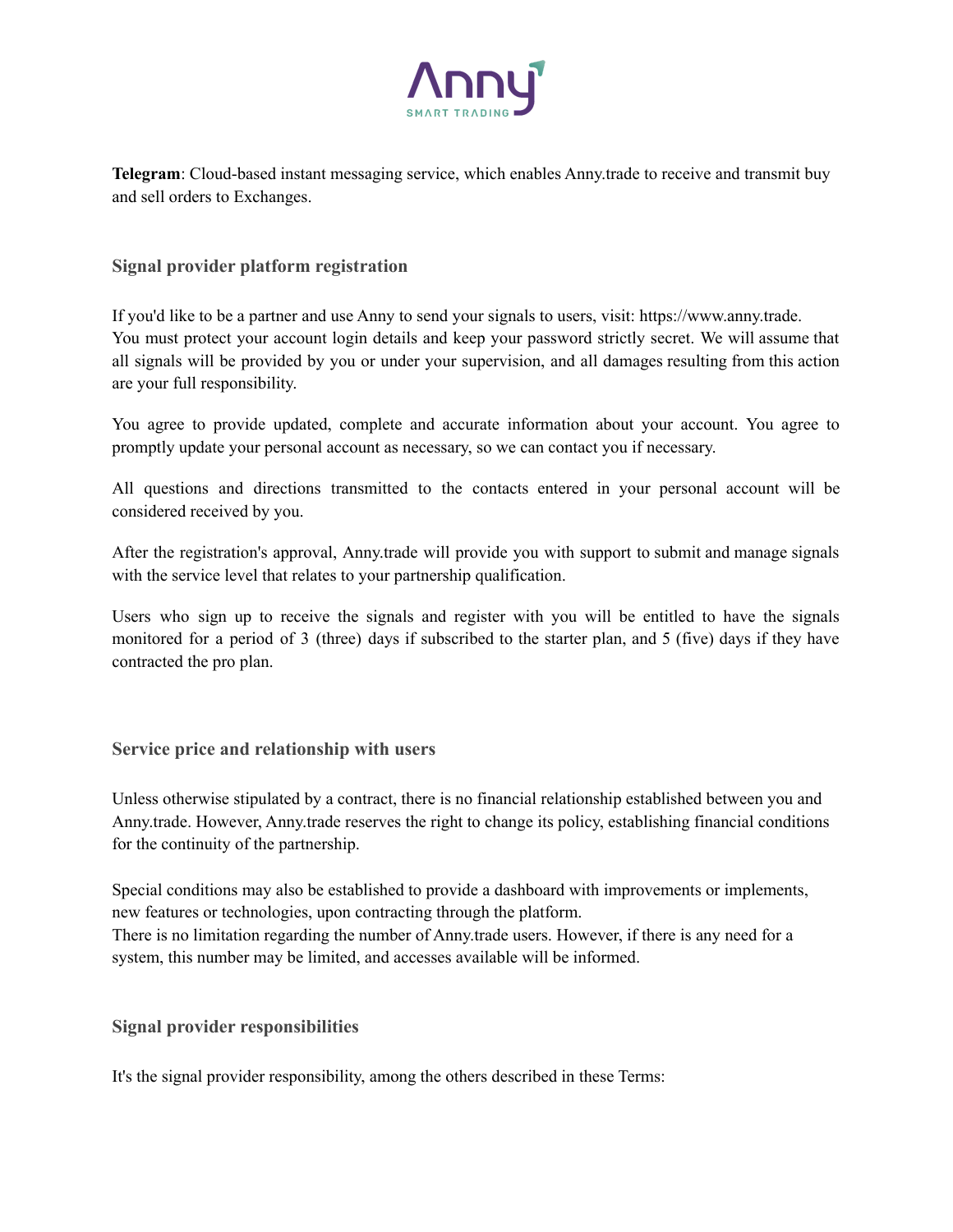**Telegram**: Cloud-based instant messaging service, which enables Anny.trade to receive and transmit buy and sell orders to Exchanges.

### Signal provider platform registration

If you'd like to be a partner and use Anny to send your signals to users, visit: https://www.anny.trade.
You must protect your account login details and keep your password strictly secret. We will assume that all signals will be provided by you or under your supervision, and all damages resulting from this action are your full responsibility.

You agree to provide updated, complete and accurate information about your account. You agree to promptly update your personal account as necessary, so we can contact you if necessary.

All questions and directions transmitted to the contacts entered in your personal account will be considered received by you.

After the registration's approval, Anny.trade will provide you with support to submit and manage signals with the service level that relates to your partnership qualification.

Users who sign up to receive the signals and register with you will be entitled to have the signals monitored for a period of 3 (three) days if subscribed to the starter plan, and 5 (five) days if they have contracted the pro plan.

### Service price and relationship with users

Unless otherwise stipulated by a contract, there is no financial relationship established between you and Anny.trade. However, Anny.trade reserves the right to change its policy, establishing financial conditions for the continuity of the partnership.

Special conditions may also be established to provide a dashboard with improvements or implements, new features or technologies, upon contracting through the platform.
There is no limitation regarding the number of Anny.trade users. However, if there is any need for a system, this number may be limited, and accesses available will be informed.

### Signal provider responsibilities

It's the signal provider responsibility, among the others described in these Terms: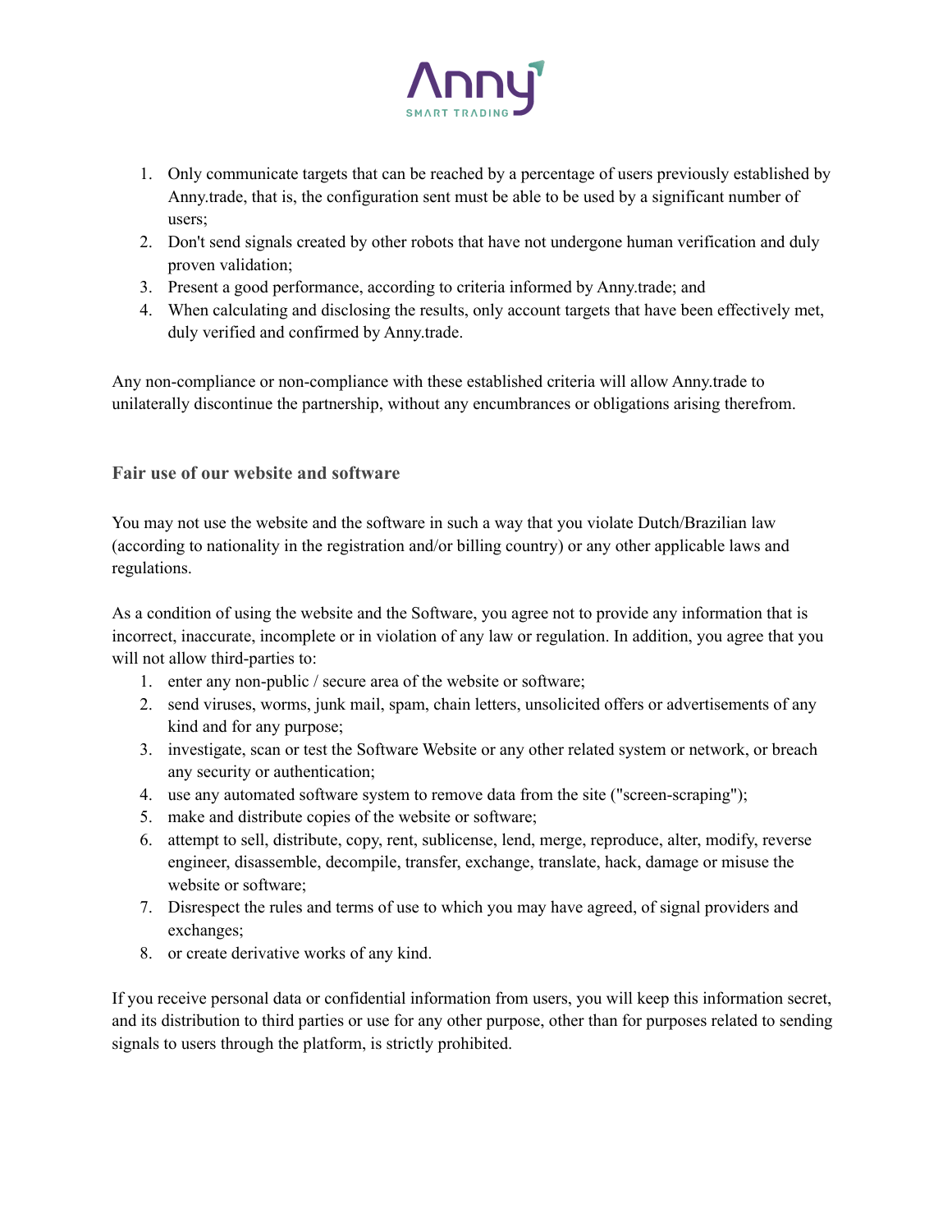1. Only communicate targets that can be reached by a percentage of users previously established by Anny.trade, that is, the configuration sent must be able to be used by a significant number of users;
2. Don't send signals created by other robots that have not undergone human verification and duly proven validation;
3. Present a good performance, according to criteria informed by Anny.trade; and
4. When calculating and disclosing the results, only account targets that have been effectively met, duly verified and confirmed by Anny.trade.

Any non-compliance or non-compliance with these established criteria will allow Anny.trade to unilaterally discontinue the partnership, without any encumbrances or obligations arising therefrom.

### Fair use of our website and software

You may not use the website and the software in such a way that you violate Dutch/Brazilian law (according to nationality in the registration and/or billing country) or any other applicable laws and regulations.

As a condition of using the website and the Software, you agree not to provide any information that is incorrect, inaccurate, incomplete or in violation of any law or regulation. In addition, you agree that you will not allow third-parties to:

1. enter any non-public / secure area of the website or software;
2. send viruses, worms, junk mail, spam, chain letters, unsolicited offers or advertisements of any kind and for any purpose;
3. investigate, scan or test the Software Website or any other related system or network, or breach any security or authentication;
4. use any automated software system to remove data from the site ("screen-scraping");
5. make and distribute copies of the website or software;
6. attempt to sell, distribute, copy, rent, sublicense, lend, merge, reproduce, alter, modify, reverse engineer, disassemble, decompile, transfer, exchange, translate, hack, damage or misuse the website or software;
7. Disrespect the rules and terms of use to which you may have agreed, of signal providers and exchanges;
8. or create derivative works of any kind.

If you receive personal data or confidential information from users, you will keep this information secret, and its distribution to third parties or use for any other purpose, other than for purposes related to sending signals to users through the platform, is strictly prohibited.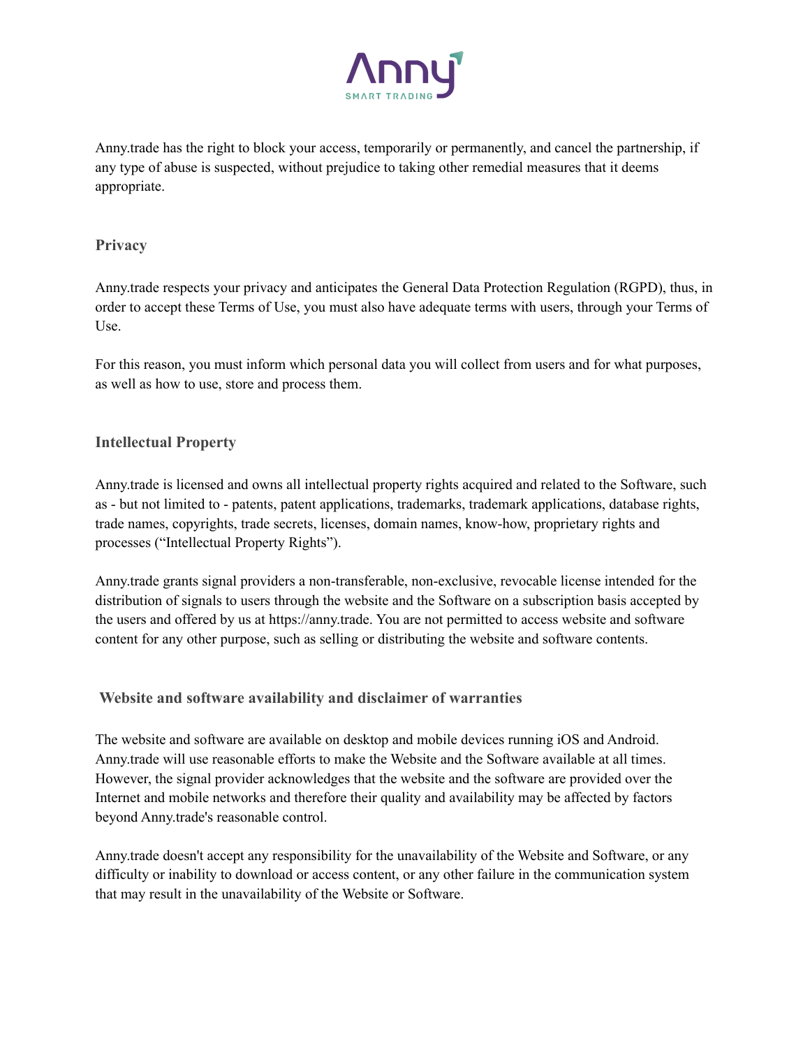Anny.trade has the right to block your access, temporarily or permanently, and cancel the partnership, if any type of abuse is suspected, without prejudice to taking other remedial measures that it deems appropriate.

### Privacy

Anny.trade respects your privacy and anticipates the General Data Protection Regulation (RGPD), thus, in order to accept these Terms of Use, you must also have adequate terms with users, through your Terms of Use.

For this reason, you must inform which personal data you will collect from users and for what purposes, as well as how to use, store and process them.

### Intellectual Property

Anny.trade is licensed and owns all intellectual property rights acquired and related to the Software, such as - but not limited to - patents, patent applications, trademarks, trademark applications, database rights, trade names, copyrights, trade secrets, licenses, domain names, know-how, proprietary rights and processes (“Intellectual Property Rights”).

Anny.trade grants signal providers a non-transferable, non-exclusive, revocable license intended for the distribution of signals to users through the website and the Software on a subscription basis accepted by the users and offered by us at https://anny.trade. You are not permitted to access website and software content for any other purpose, such as selling or distributing the website and software contents.

### Website and software availability and disclaimer of warranties

The website and software are available on desktop and mobile devices running iOS and Android. Anny.trade will use reasonable efforts to make the Website and the Software available at all times. However, the signal provider acknowledges that the website and the software are provided over the Internet and mobile networks and therefore their quality and availability may be affected by factors beyond Anny.trade's reasonable control.

Anny.trade doesn't accept any responsibility for the unavailability of the Website and Software, or any difficulty or inability to download or access content, or any other failure in the communication system that may result in the unavailability of the Website or Software.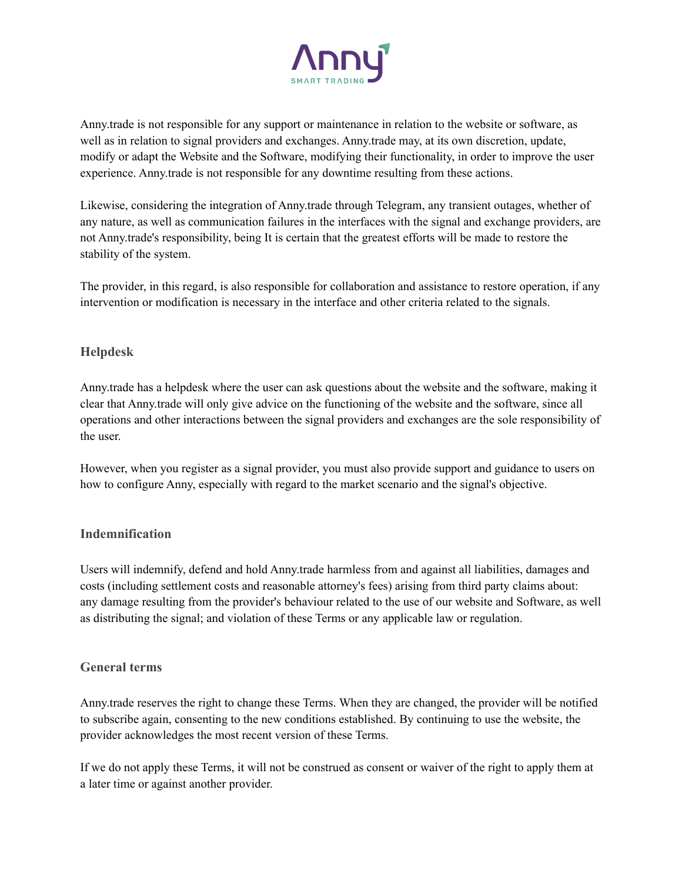Anny.trade is not responsible for any support or maintenance in relation to the website or software, as well as in relation to signal providers and exchanges. Anny.trade may, at its own discretion, update, modify or adapt the Website and the Software, modifying their functionality, in order to improve the user experience. Anny.trade is not responsible for any downtime resulting from these actions.

Likewise, considering the integration of Anny.trade through Telegram, any transient outages, whether of any nature, as well as communication failures in the interfaces with the signal and exchange providers, are not Anny.trade's responsibility, being It is certain that the greatest efforts will be made to restore the stability of the system.

The provider, in this regard, is also responsible for collaboration and assistance to restore operation, if any intervention or modification is necessary in the interface and other criteria related to the signals.

### Helpdesk

Anny.trade has a helpdesk where the user can ask questions about the website and the software, making it clear that Anny.trade will only give advice on the functioning of the website and the software, since all operations and other interactions between the signal providers and exchanges are the sole responsibility of the user.

However, when you register as a signal provider, you must also provide support and guidance to users on how to configure Anny, especially with regard to the market scenario and the signal's objective.

### Indemnification

Users will indemnify, defend and hold Anny.trade harmless from and against all liabilities, damages and costs (including settlement costs and reasonable attorney's fees) arising from third party claims about: any damage resulting from the provider's behaviour related to the use of our website and Software, as well as distributing the signal; and violation of these Terms or any applicable law or regulation.

### General terms

Anny.trade reserves the right to change these Terms. When they are changed, the provider will be notified to subscribe again, consenting to the new conditions established. By continuing to use the website, the provider acknowledges the most recent version of these Terms.

If we do not apply these Terms, it will not be construed as consent or waiver of the right to apply them at a later time or against another provider.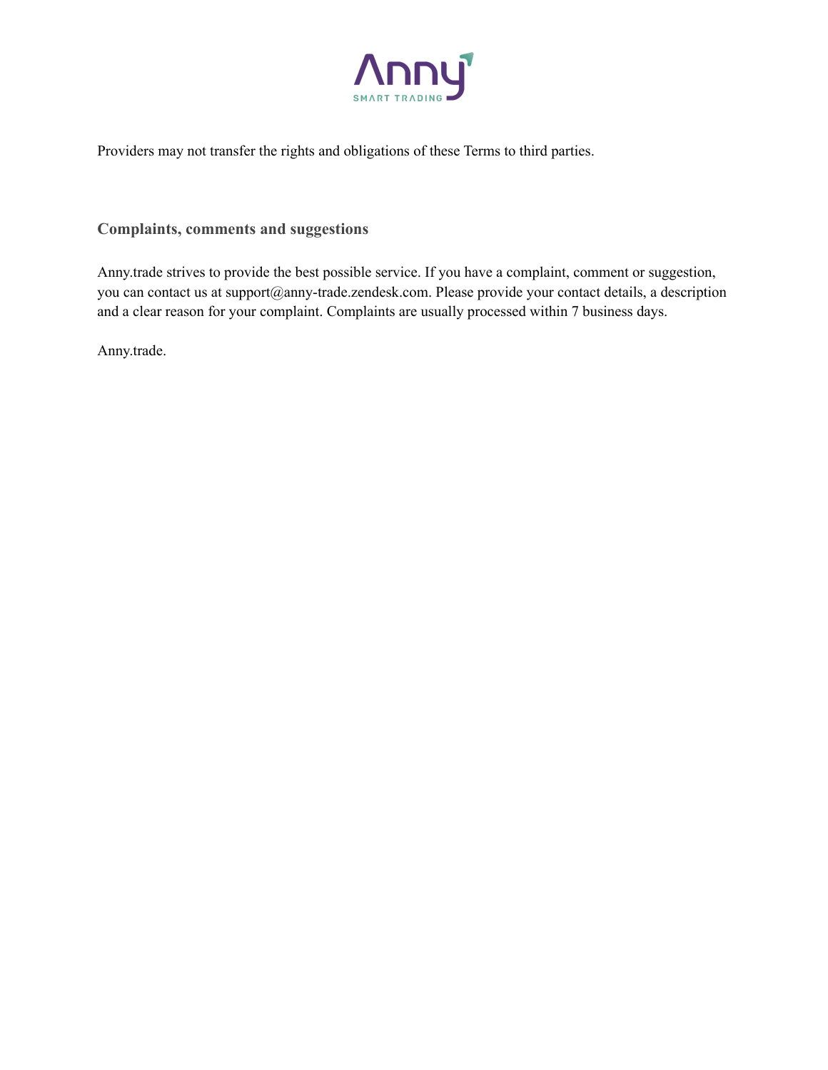Providers may not transfer the rights and obligations of these Terms to third parties.

## Complaints, comments and suggestions

Anny.trade strives to provide the best possible service. If you have a complaint, comment or suggestion, you can contact us at support@anny-trade.zendesk.com. Please provide your contact details, a description and a clear reason for your complaint. Complaints are usually processed within 7 business days.

Anny.trade.